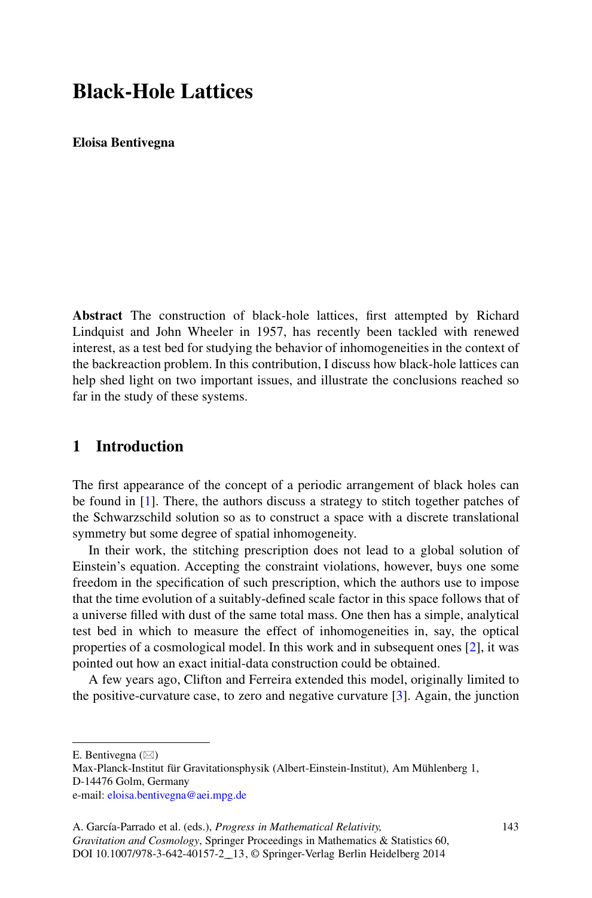# Black-Hole Lattices

**Eloisa Bentivegna**

**Abstract** The construction of black-hole lattices, first attempted by Richard Lindquist and John Wheeler in 1957, has recently been tackled with renewed interest, as a test bed for studying the behavior of inhomogeneities in the context of the backreaction problem. In this contribution, I discuss how black-hole lattices can help shed light on two important issues, and illustrate the conclusions reached so far in the study of these systems.

## 1 Introduction

The first appearance of the concept of a periodic arrangement of black holes can be found in [1]. There, the authors discuss a strategy to stitch together patches of the Schwarzschild solution so as to construct a space with a discrete translational symmetry but some degree of spatial inhomogeneity.

In their work, the stitching prescription does not lead to a global solution of Einstein's equation. Accepting the constraint violations, however, buys one some freedom in the specification of such prescription, which the authors use to impose that the time evolution of a suitably-defined scale factor in this space follows that of a universe filled with dust of the same total mass. One then has a simple, analytical test bed in which to measure the effect of inhomogeneities in, say, the optical properties of a cosmological model. In this work and in subsequent ones [2], it was pointed out how an exact initial-data construction could be obtained.

A few years ago, Clifton and Ferreira extended this model, originally limited to the positive-curvature case, to zero and negative curvature [3]. Again, the junction

---

E. Bentivegna (✉)
Max-Planck-Institut für Gravitationsphysik (Albert-Einstein-Institut), Am Mühlenberg 1, D-14476 Golm, Germany
e-mail: eloisa.bentivegna@aei.mpg.de

A. García-Parrado et al. (eds.), *Progress in Mathematical Relativity, Gravitation and Cosmology*, Springer Proceedings in Mathematics & Statistics 60, DOI 10.1007/978-3-642-40157-2_13, © Springer-Verlag Berlin Heidelberg 2014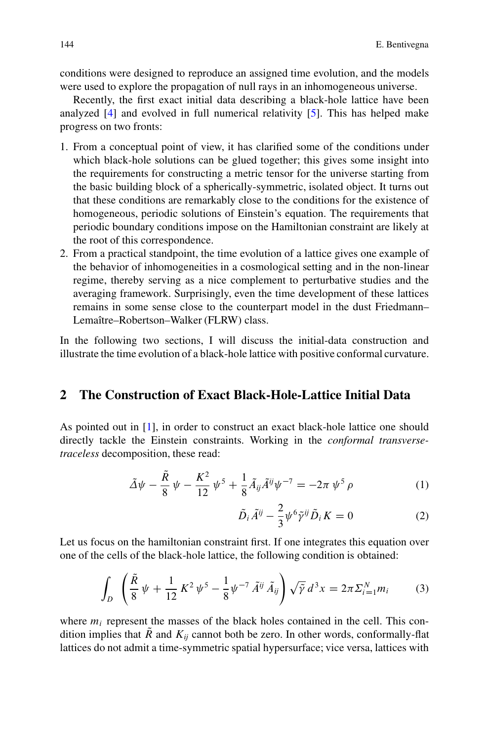conditions were designed to reproduce an assigned time evolution, and the models were used to explore the propagation of null rays in an inhomogeneous universe.

Recently, the first exact initial data describing a black-hole lattice have been analyzed [4] and evolved in full numerical relativity [5]. This has helped make progress on two fronts:

1. From a conceptual point of view, it has clarified some of the conditions under which black-hole solutions can be glued together; this gives some insight into the requirements for constructing a metric tensor for the universe starting from the basic building block of a spherically-symmetric, isolated object. It turns out that these conditions are remarkably close to the conditions for the existence of homogeneous, periodic solutions of Einstein's equation. The requirements that periodic boundary conditions impose on the Hamiltonian constraint are likely at the root of this correspondence.
2. From a practical standpoint, the time evolution of a lattice gives one example of the behavior of inhomogeneities in a cosmological setting and in the non-linear regime, thereby serving as a nice complement to perturbative studies and the averaging framework. Surprisingly, even the time development of these lattices remains in some sense close to the counterpart model in the dust Friedmann–Lemaître–Robertson–Walker (FLRW) class.

In the following two sections, I will discuss the initial-data construction and illustrate the time evolution of a black-hole lattice with positive conformal curvature.

## 2 The Construction of Exact Black-Hole-Lattice Initial Data

As pointed out in [1], in order to construct an exact black-hole lattice one should directly tackle the Einstein constraints. Working in the *conformal transverse-traceless* decomposition, these read:

$$\tilde{\Delta}\psi - \frac{\tilde{R}}{8}\,\psi - \frac{K^2}{12}\,\psi^5 + \frac{1}{8}\tilde{A}_{ij}\tilde{A}^{ij}\psi^{-7} = -2\pi\,\psi^5\,\rho \tag{1}$$

$$\tilde{D}_i\tilde{A}^{ij} - \frac{2}{3}\psi^6\tilde{\gamma}^{ij}\tilde{D}_i K = 0 \tag{2}$$

Let us focus on the hamiltonian constraint first. If one integrates this equation over one of the cells of the black-hole lattice, the following condition is obtained:

$$\int_D \left(\frac{\tilde{R}}{8}\,\psi + \frac{1}{12}\,K^2\,\psi^5 - \frac{1}{8}\psi^{-7}\,\tilde{A}^{ij}\,\tilde{A}_{ij}\right)\sqrt{\tilde{\gamma}}\,d^3x = 2\pi\Sigma_{i=1}^N m_i \tag{3}$$

where $m_i$ represent the masses of the black holes contained in the cell. This condition implies that $\tilde{R}$ and $K_{ij}$ cannot both be zero. In other words, conformally-flat lattices do not admit a time-symmetric spatial hypersurface; vice versa, lattices with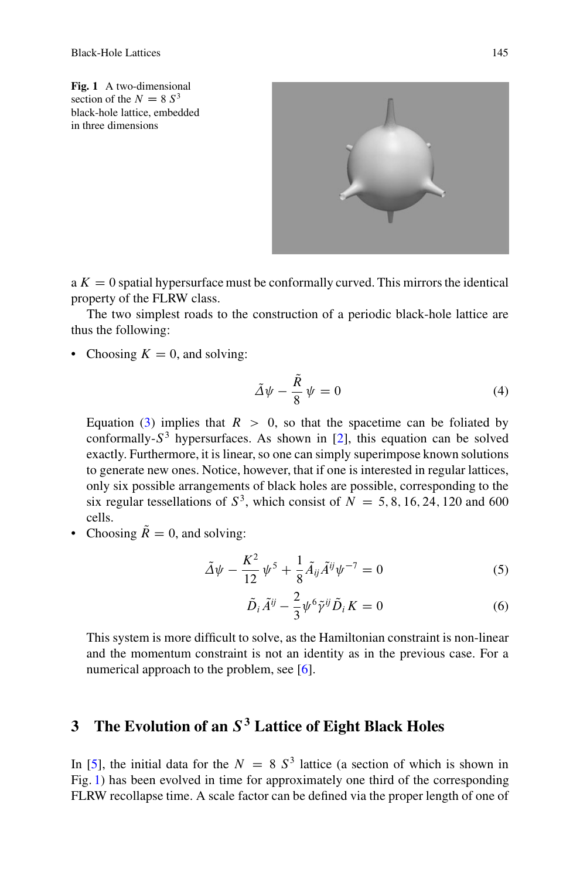Fig. 1 A two-dimensional section of the $N = 8$ $S^3$ black-hole lattice, embedded in three dimensions

a $K = 0$ spatial hypersurface must be conformally curved. This mirrors the identical property of the FLRW class.

The two simplest roads to the construction of a periodic black-hole lattice are thus the following:

- Choosing $K = 0$, and solving:

$$\tilde{\Delta}\psi - \frac{\tilde{R}}{8}\psi = 0 \tag{4}$$

  Equation (3) implies that $R > 0$, so that the spacetime can be foliated by conformally-$S^3$ hypersurfaces. As shown in [2], this equation can be solved exactly. Furthermore, it is linear, so one can simply superimpose known solutions to generate new ones. Notice, however, that if one is interested in regular lattices, only six possible arrangements of black holes are possible, corresponding to the six regular tessellations of $S^3$, which consist of $N = 5, 8, 16, 24, 120$ and $600$ cells.

- Choosing $\tilde{R} = 0$, and solving:

$$\tilde{\Delta}\psi - \frac{K^2}{12}\psi^5 + \frac{1}{8}\tilde{A}_{ij}\tilde{A}^{ij}\psi^{-7} = 0 \tag{5}$$

$$\tilde{D}_i\tilde{A}^{ij} - \frac{2}{3}\psi^6\tilde{\gamma}^{ij}\tilde{D}_i K = 0 \tag{6}$$

  This system is more difficult to solve, as the Hamiltonian constraint is non-linear and the momentum constraint is not an identity as in the previous case. For a numerical approach to the problem, see [6].

## 3 The Evolution of an $S^3$ Lattice of Eight Black Holes

In [5], the initial data for the $N = 8$ $S^3$ lattice (a section of which is shown in Fig. 1) has been evolved in time for approximately one third of the corresponding FLRW recollapse time. A scale factor can be defined via the proper length of one of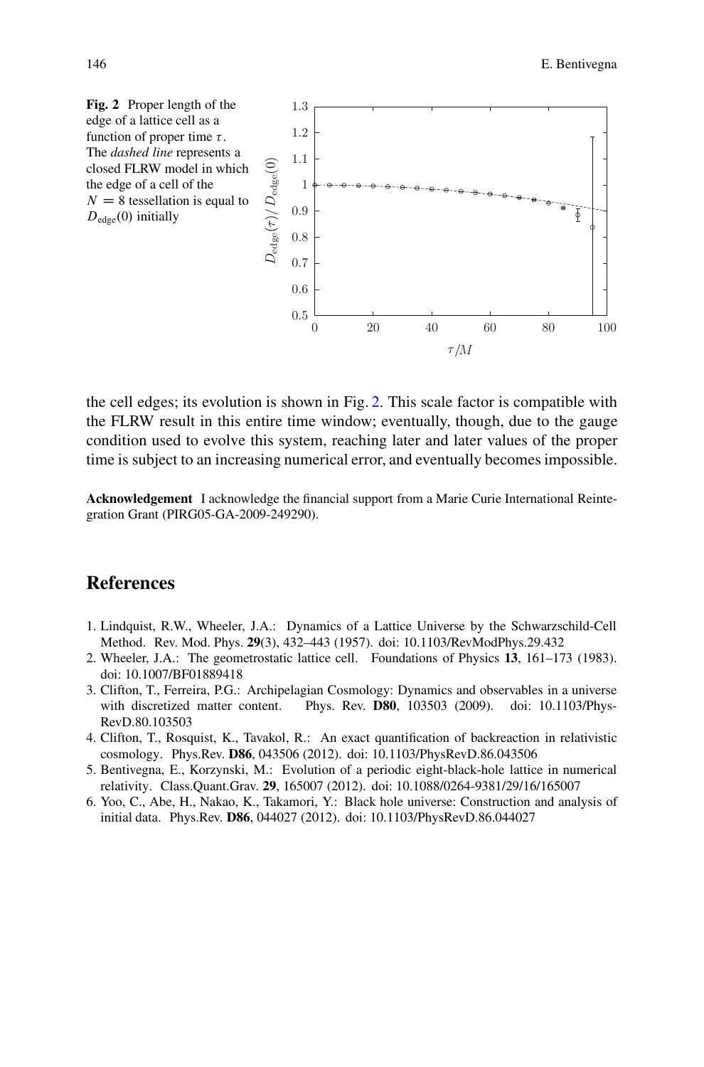**Fig. 2** Proper length of the edge of a lattice cell as a function of proper time $\tau$. The *dashed line* represents a closed FLRW model in which the edge of a cell of the $N = 8$ tessellation is equal to $D_{\text{edge}}(0)$ initially

1.3
1.2
1.1
1
0.9
0.8
0.7
0.6
0.5
$D_{\text{edge}}(\tau)/D_{\text{edge}}(0)$
0
20
40
60
80
100
$\tau/M$

the cell edges; its evolution is shown in Fig. 2. This scale factor is compatible with the FLRW result in this entire time window; eventually, though, due to the gauge condition used to evolve this system, reaching later and later values of the proper time is subject to an increasing numerical error, and eventually becomes impossible.

**Acknowledgement** I acknowledge the financial support from a Marie Curie International Reintegration Grant (PIRG05-GA-2009-249290).

## References

1. Lindquist, R.W., Wheeler, J.A.: Dynamics of a Lattice Universe by the Schwarzschild-Cell Method. Rev. Mod. Phys. **29**(3), 432–443 (1957). doi: 10.1103/RevModPhys.29.432
2. Wheeler, J.A.: The geometrostatic lattice cell. Foundations of Physics **13**, 161–173 (1983). doi: 10.1007/BF01889418
3. Clifton, T., Ferreira, P.G.: Archipelagian Cosmology: Dynamics and observables in a universe with discretized matter content. Phys. Rev. **D80**, 103503 (2009). doi: 10.1103/PhysRevD.80.103503
4. Clifton, T., Rosquist, K., Tavakol, R.: An exact quantification of backreaction in relativistic cosmology. Phys.Rev. **D86**, 043506 (2012). doi: 10.1103/PhysRevD.86.043506
5. Bentivegna, E., Korzynski, M.: Evolution of a periodic eight-black-hole lattice in numerical relativity. Class.Quant.Grav. **29**, 165007 (2012). doi: 10.1088/0264-9381/29/16/165007
6. Yoo, C., Abe, H., Nakao, K., Takamori, Y.: Black hole universe: Construction and analysis of initial data. Phys.Rev. **D86**, 044027 (2012). doi: 10.1103/PhysRevD.86.044027